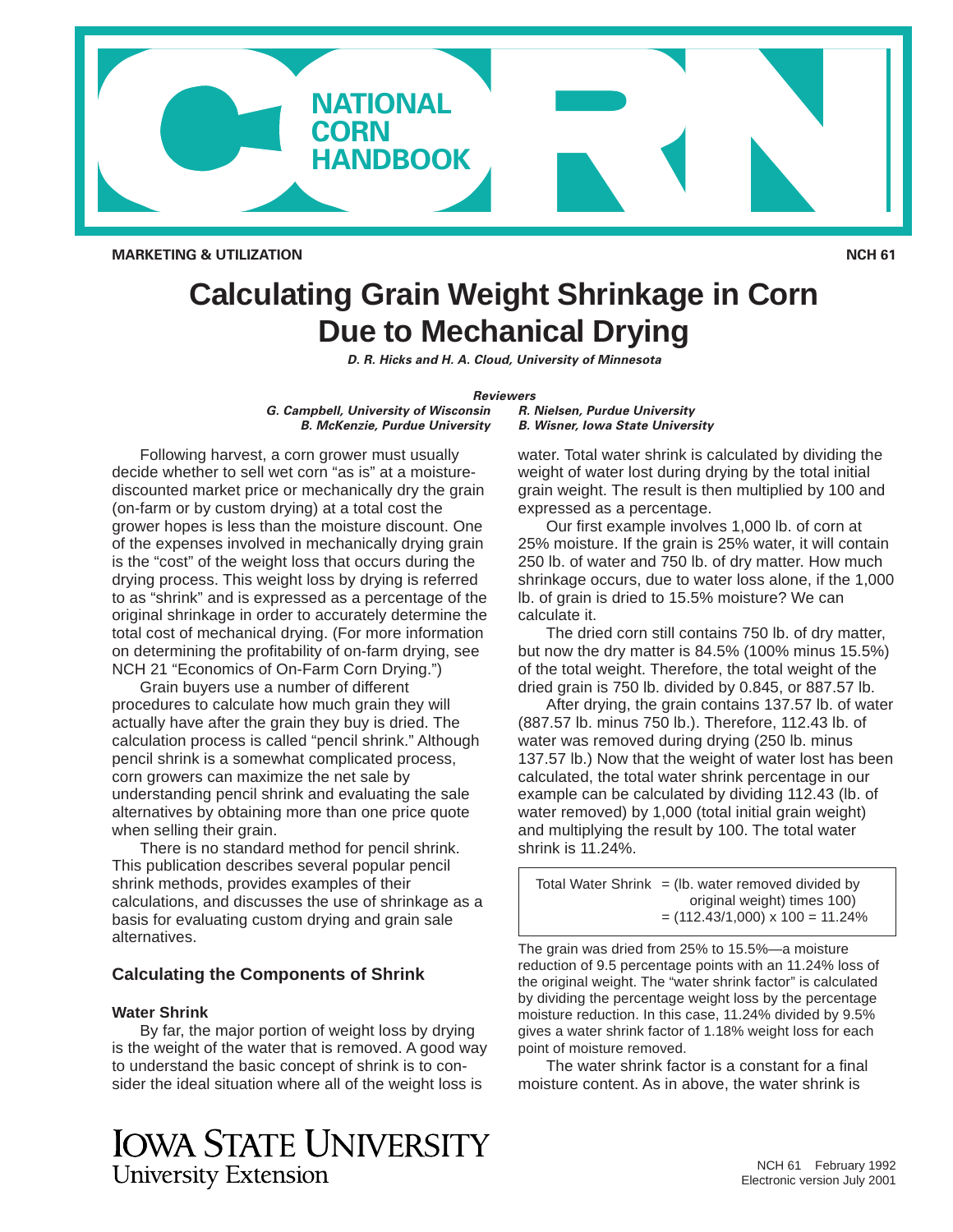NATIONAL CORN HANDBOOK

MARKETING & UTILIZATION

NCH 61

# Calculating Grain Weight Shrinkage in Corn Due to Mechanical Drying

***D. R. Hicks and H. A. Cloud, University of Minnesota***

***Reviewers***

***G. Campbell, University of Wisconsin***
***B. McKenzie, Purdue University***
***R. Nielsen, Purdue University***
***B. Wisner, Iowa State University***

Following harvest, a corn grower must usually decide whether to sell wet corn "as is" at a moisture-discounted market price or mechanically dry the grain (on-farm or by custom drying) at a total cost the grower hopes is less than the moisture discount. One of the expenses involved in mechanically drying grain is the "cost" of the weight loss that occurs during the drying process. This weight loss by drying is referred to as "shrink" and is expressed as a percentage of the original shrinkage in order to accurately determine the total cost of mechanical drying. (For more information on determining the profitability of on-farm drying, see NCH 21 "Economics of On-Farm Corn Drying.")

Grain buyers use a number of different procedures to calculate how much grain they will actually have after the grain they buy is dried. The calculation process is called "pencil shrink." Although pencil shrink is a somewhat complicated process, corn growers can maximize the net sale by understanding pencil shrink and evaluating the sale alternatives by obtaining more than one price quote when selling their grain.

There is no standard method for pencil shrink. This publication describes several popular pencil shrink methods, provides examples of their calculations, and discusses the use of shrinkage as a basis for evaluating custom drying and grain sale alternatives.

## Calculating the Components of Shrink

### Water Shrink

By far, the major portion of weight loss by drying is the weight of the water that is removed. A good way to understand the basic concept of shrink is to consider the ideal situation where all of the weight loss is water. Total water shrink is calculated by dividing the weight of water lost during drying by the total initial grain weight. The result is then multiplied by 100 and expressed as a percentage.

Our first example involves 1,000 lb. of corn at 25% moisture. If the grain is 25% water, it will contain 250 lb. of water and 750 lb. of dry matter. How much shrinkage occurs, due to water loss alone, if the 1,000 lb. of grain is dried to 15.5% moisture? We can calculate it.

The dried corn still contains 750 lb. of dry matter, but now the dry matter is 84.5% (100% minus 15.5%) of the total weight. Therefore, the total weight of the dried grain is 750 lb. divided by 0.845, or 887.57 lb.

After drying, the grain contains 137.57 lb. of water (887.57 lb. minus 750 lb.). Therefore, 112.43 lb. of water was removed during drying (250 lb. minus 137.57 lb.) Now that the weight of water lost has been calculated, the total water shrink percentage in our example can be calculated by dividing 112.43 (lb. of water removed) by 1,000 (total initial grain weight) and multiplying the result by 100. The total water shrink is 11.24%.

> Total Water Shrink = (lb. water removed divided by original weight) times 100)
> = (112.43/1,000) x 100 = 11.24%

The grain was dried from 25% to 15.5%—a moisture reduction of 9.5 percentage points with an 11.24% loss of the original weight. The "water shrink factor" is calculated by dividing the percentage weight loss by the percentage moisture reduction. In this case, 11.24% divided by 9.5% gives a water shrink factor of 1.18% weight loss for each point of moisture removed.

The water shrink factor is a constant for a final moisture content. As in above, the water shrink is

IOWA STATE UNIVERSITY
University Extension

NCH 61 February 1992
Electronic version July 2001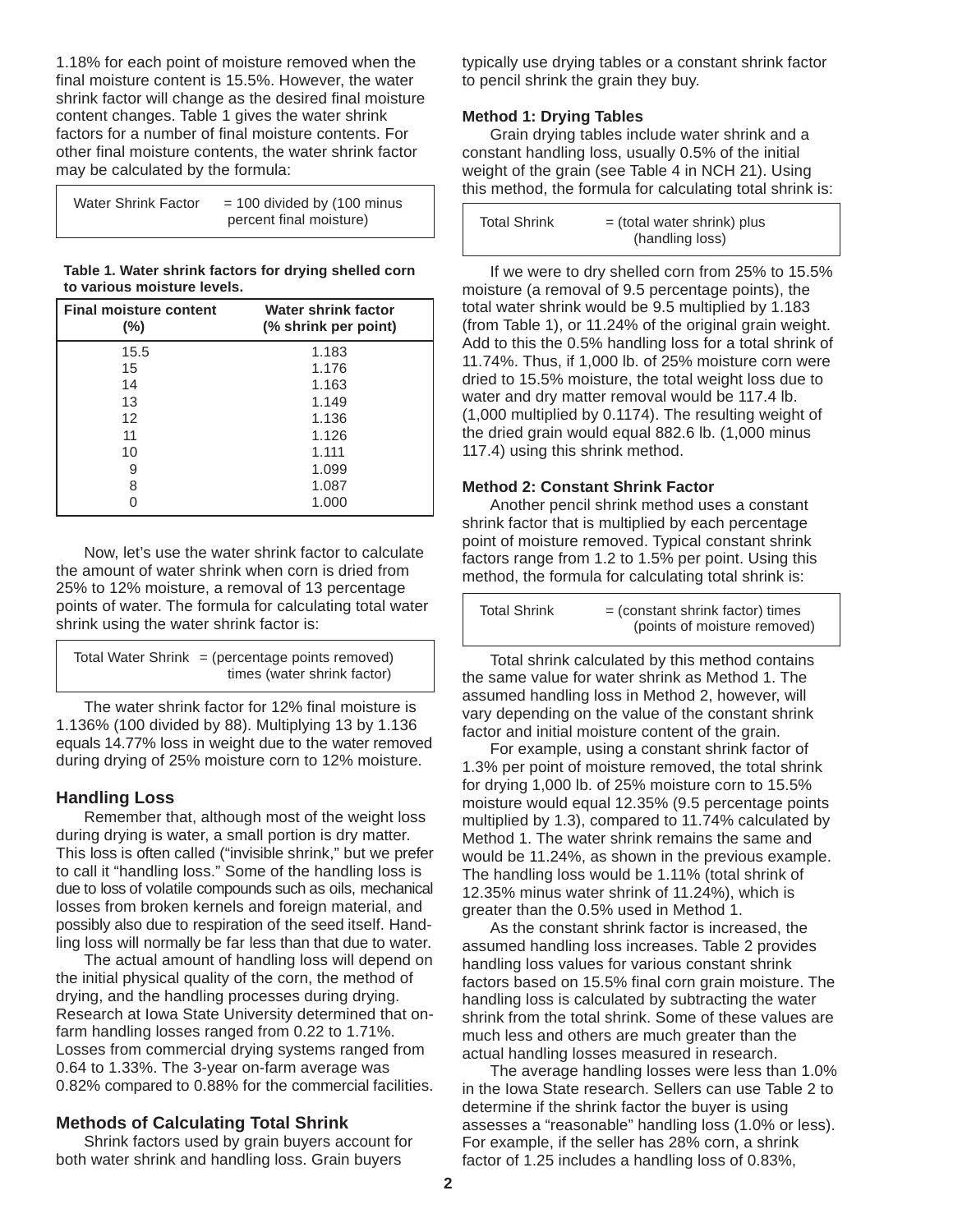1.18% for each point of moisture removed when the final moisture content is 15.5%. However, the water shrink factor will change as the desired final moisture content changes. Table 1 gives the water shrink factors for a number of final moisture contents. For other final moisture contents, the water shrink factor may be calculated by the formula:

| Water Shrink Factor | = 100 divided by (100 minus percent final moisture) |
|---|---|

**Table 1. Water shrink factors for drying shelled corn to various moisture levels.**

| Final moisture content (%) | Water shrink factor (% shrink per point) |
|---|---|
| 15.5 | 1.183 |
| 15 | 1.176 |
| 14 | 1.163 |
| 13 | 1.149 |
| 12 | 1.136 |
| 11 | 1.126 |
| 10 | 1.111 |
| 9 | 1.099 |
| 8 | 1.087 |
| 0 | 1.000 |

Now, let's use the water shrink factor to calculate the amount of water shrink when corn is dried from 25% to 12% moisture, a removal of 13 percentage points of water. The formula for calculating total water shrink using the water shrink factor is:

| Total Water Shrink | = (percentage points removed) times (water shrink factor) |
|---|---|

The water shrink factor for 12% final moisture is 1.136% (100 divided by 88). Multiplying 13 by 1.136 equals 14.77% loss in weight due to the water removed during drying of 25% moisture corn to 12% moisture.

## Handling Loss

Remember that, although most of the weight loss during drying is water, a small portion is dry matter. This loss is often called ("invisible shrink," but we prefer to call it "handling loss." Some of the handling loss is due to loss of volatile compounds such as oils, mechanical losses from broken kernels and foreign material, and possibly also due to respiration of the seed itself. Handling loss will normally be far less than that due to water.

The actual amount of handling loss will depend on the initial physical quality of the corn, the method of drying, and the handling processes during drying. Research at Iowa State University determined that on-farm handling losses ranged from 0.22 to 1.71%. Losses from commercial drying systems ranged from 0.64 to 1.33%. The 3-year on-farm average was 0.82% compared to 0.88% for the commercial facilities.

## Methods of Calculating Total Shrink

Shrink factors used by grain buyers account for both water shrink and handling loss. Grain buyers typically use drying tables or a constant shrink factor to pencil shrink the grain they buy.

### Method 1: Drying Tables

Grain drying tables include water shrink and a constant handling loss, usually 0.5% of the initial weight of the grain (see Table 4 in NCH 21). Using this method, the formula for calculating total shrink is:

| Total Shrink | = (total water shrink) plus (handling loss) |
|---|---|

If we were to dry shelled corn from 25% to 15.5% moisture (a removal of 9.5 percentage points), the total water shrink would be 9.5 multiplied by 1.183 (from Table 1), or 11.24% of the original grain weight. Add to this the 0.5% handling loss for a total shrink of 11.74%. Thus, if 1,000 lb. of 25% moisture corn were dried to 15.5% moisture, the total weight loss due to water and dry matter removal would be 117.4 lb. (1,000 multiplied by 0.1174). The resulting weight of the dried grain would equal 882.6 lb. (1,000 minus 117.4) using this shrink method.

### Method 2: Constant Shrink Factor

Another pencil shrink method uses a constant shrink factor that is multiplied by each percentage point of moisture removed. Typical constant shrink factors range from 1.2 to 1.5% per point. Using this method, the formula for calculating total shrink is:

| Total Shrink | = (constant shrink factor) times (points of moisture removed) |
|---|---|

Total shrink calculated by this method contains the same value for water shrink as Method 1. The assumed handling loss in Method 2, however, will vary depending on the value of the constant shrink factor and initial moisture content of the grain.

For example, using a constant shrink factor of 1.3% per point of moisture removed, the total shrink for drying 1,000 lb. of 25% moisture corn to 15.5% moisture would equal 12.35% (9.5 percentage points multiplied by 1.3), compared to 11.74% calculated by Method 1. The water shrink remains the same and would be 11.24%, as shown in the previous example. The handling loss would be 1.11% (total shrink of 12.35% minus water shrink of 11.24%), which is greater than the 0.5% used in Method 1.

As the constant shrink factor is increased, the assumed handling loss increases. Table 2 provides handling loss values for various constant shrink factors based on 15.5% final corn grain moisture. The handling loss is calculated by subtracting the water shrink from the total shrink. Some of these values are much less and others are much greater than the actual handling losses measured in research.

The average handling losses were less than 1.0% in the Iowa State research. Sellers can use Table 2 to determine if the shrink factor the buyer is using assesses a "reasonable" handling loss (1.0% or less). For example, if the seller has 28% corn, a shrink factor of 1.25 includes a handling loss of 0.83%,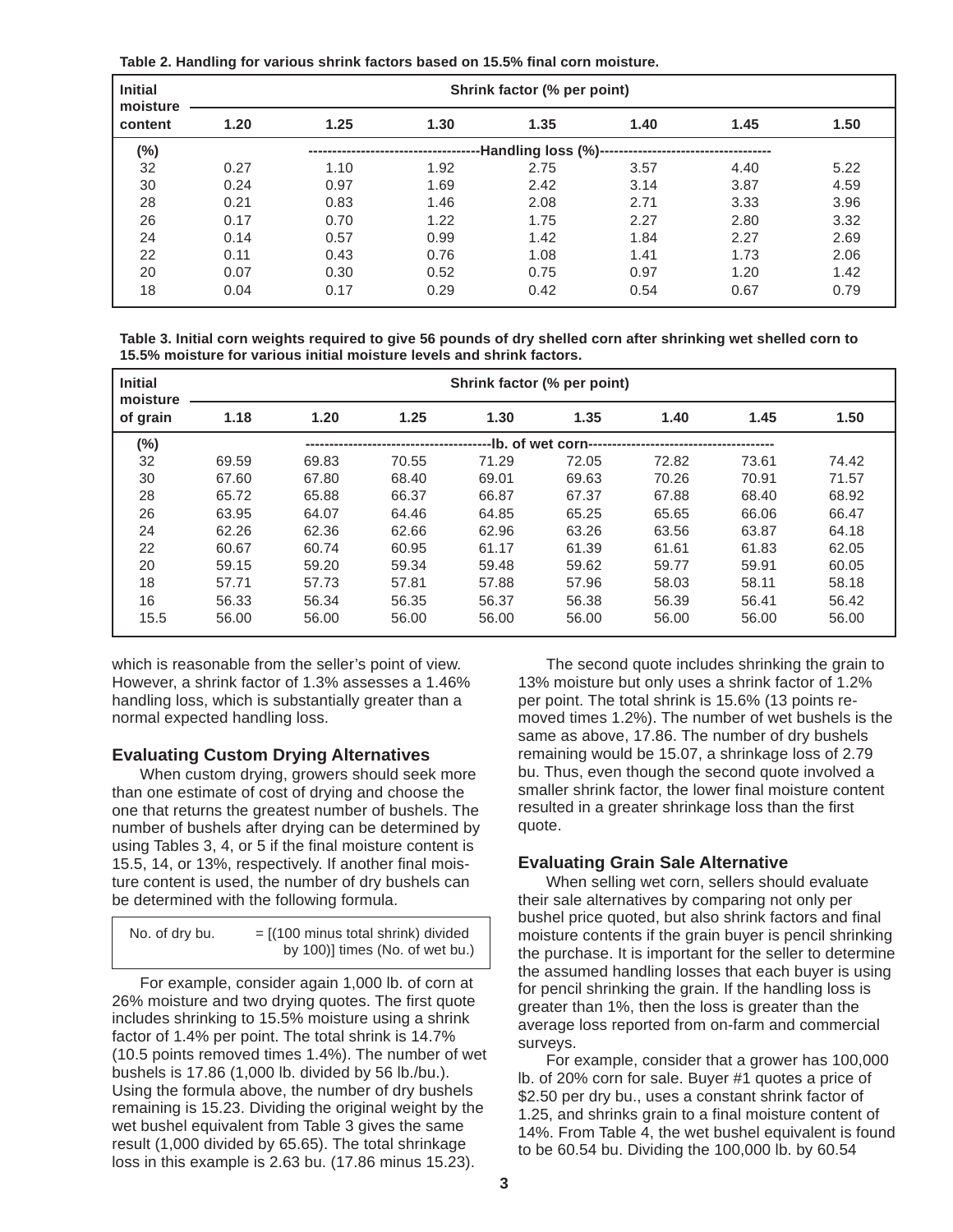**Table 2. Handling for various shrink factors based on 15.5% final corn moisture.**

| Initial moisture content | Shrink factor (% per point) | | | | | | |
|---|---|---|---|---|---|---|---|
| | 1.20 | 1.25 | 1.30 | 1.35 | 1.40 | 1.45 | 1.50 |
| (%) | Handling loss (%) | | | | | | |
| 32 | 0.27 | 1.10 | 1.92 | 2.75 | 3.57 | 4.40 | 5.22 |
| 30 | 0.24 | 0.97 | 1.69 | 2.42 | 3.14 | 3.87 | 4.59 |
| 28 | 0.21 | 0.83 | 1.46 | 2.08 | 2.71 | 3.33 | 3.96 |
| 26 | 0.17 | 0.70 | 1.22 | 1.75 | 2.27 | 2.80 | 3.32 |
| 24 | 0.14 | 0.57 | 0.99 | 1.42 | 1.84 | 2.27 | 2.69 |
| 22 | 0.11 | 0.43 | 0.76 | 1.08 | 1.41 | 1.73 | 2.06 |
| 20 | 0.07 | 0.30 | 0.52 | 0.75 | 0.97 | 1.20 | 1.42 |
| 18 | 0.04 | 0.17 | 0.29 | 0.42 | 0.54 | 0.67 | 0.79 |

**Table 3. Initial corn weights required to give 56 pounds of dry shelled corn after shrinking wet shelled corn to 15.5% moisture for various initial moisture levels and shrink factors.**

| Initial moisture of grain | Shrink factor (% per point) | | | | | | | |
|---|---|---|---|---|---|---|---|---|
| | 1.18 | 1.20 | 1.25 | 1.30 | 1.35 | 1.40 | 1.45 | 1.50 |
| (%) | lb. of wet corn | | | | | | | |
| 32 | 69.59 | 69.83 | 70.55 | 71.29 | 72.05 | 72.82 | 73.61 | 74.42 |
| 30 | 67.60 | 67.80 | 68.40 | 69.01 | 69.63 | 70.26 | 70.91 | 71.57 |
| 28 | 65.72 | 65.88 | 66.37 | 66.87 | 67.37 | 67.88 | 68.40 | 68.92 |
| 26 | 63.95 | 64.07 | 64.46 | 64.85 | 65.25 | 65.65 | 66.06 | 66.47 |
| 24 | 62.26 | 62.36 | 62.66 | 62.96 | 63.26 | 63.56 | 63.87 | 64.18 |
| 22 | 60.67 | 60.74 | 60.95 | 61.17 | 61.39 | 61.61 | 61.83 | 62.05 |
| 20 | 59.15 | 59.20 | 59.34 | 59.48 | 59.62 | 59.77 | 59.91 | 60.05 |
| 18 | 57.71 | 57.73 | 57.81 | 57.88 | 57.96 | 58.03 | 58.11 | 58.18 |
| 16 | 56.33 | 56.34 | 56.35 | 56.37 | 56.38 | 56.39 | 56.41 | 56.42 |
| 15.5 | 56.00 | 56.00 | 56.00 | 56.00 | 56.00 | 56.00 | 56.00 | 56.00 |

which is reasonable from the seller's point of view. However, a shrink factor of 1.3% assesses a 1.46% handling loss, which is substantially greater than a normal expected handling loss.

### Evaluating Custom Drying Alternatives

When custom drying, growers should seek more than one estimate of cost of drying and choose the one that returns the greatest number of bushels. The number of bushels after drying can be determined by using Tables 3, 4, or 5 if the final moisture content is 15.5, 14, or 13%, respectively. If another final moisture content is used, the number of dry bushels can be determined with the following formula.

No. of dry bu. = [(100 minus total shrink) divided by 100)] times (No. of wet bu.)

For example, consider again 1,000 lb. of corn at 26% moisture and two drying quotes. The first quote includes shrinking to 15.5% moisture using a shrink factor of 1.4% per point. The total shrink is 14.7% (10.5 points removed times 1.4%). The number of wet bushels is 17.86 (1,000 lb. divided by 56 lb./bu.). Using the formula above, the number of dry bushels remaining is 15.23. Dividing the original weight by the wet bushel equivalent from Table 3 gives the same result (1,000 divided by 65.65). The total shrinkage loss in this example is 2.63 bu. (17.86 minus 15.23).

The second quote includes shrinking the grain to 13% moisture but only uses a shrink factor of 1.2% per point. The total shrink is 15.6% (13 points removed times 1.2%). The number of wet bushels is the same as above, 17.86. The number of dry bushels remaining would be 15.07, a shrinkage loss of 2.79 bu. Thus, even though the second quote involved a smaller shrink factor, the lower final moisture content resulted in a greater shrinkage loss than the first quote.

### Evaluating Grain Sale Alternative

When selling wet corn, sellers should evaluate their sale alternatives by comparing not only per bushel price quoted, but also shrink factors and final moisture contents if the grain buyer is pencil shrinking the purchase. It is important for the seller to determine the assumed handling losses that each buyer is using for pencil shrinking the grain. If the handling loss is greater than 1%, then the loss is greater than the average loss reported from on-farm and commercial surveys.

For example, consider that a grower has 100,000 lb. of 20% corn for sale. Buyer #1 quotes a price of $2.50 per dry bu., uses a constant shrink factor of 1.25, and shrinks grain to a final moisture content of 14%. From Table 4, the wet bushel equivalent is found to be 60.54 bu. Dividing the 100,000 lb. by 60.54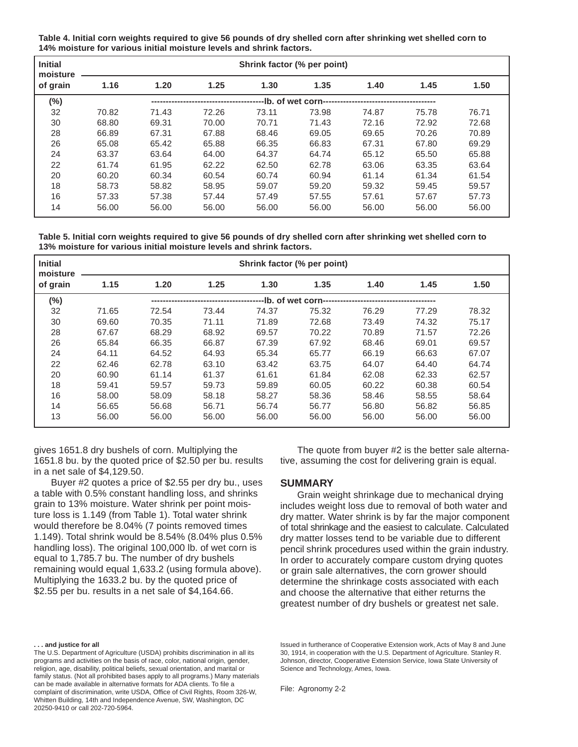**Table 4. Initial corn weights required to give 56 pounds of dry shelled corn after shrinking wet shelled corn to 14% moisture for various initial moisture levels and shrink factors.**

| Initial moisture | Shrink factor (% per point) | | | | | | | |
|---|---|---|---|---|---|---|---|---|
| of grain | 1.16 | 1.20 | 1.25 | 1.30 | 1.35 | 1.40 | 1.45 | 1.50 |
| (%) | lb. of wet corn | | | | | | | |
| 32 | 70.82 | 71.43 | 72.26 | 73.11 | 73.98 | 74.87 | 75.78 | 76.71 |
| 30 | 68.80 | 69.31 | 70.00 | 70.71 | 71.43 | 72.16 | 72.92 | 72.68 |
| 28 | 66.89 | 67.31 | 67.88 | 68.46 | 69.05 | 69.65 | 70.26 | 70.89 |
| 26 | 65.08 | 65.42 | 65.88 | 66.35 | 66.83 | 67.31 | 67.80 | 69.29 |
| 24 | 63.37 | 63.64 | 64.00 | 64.37 | 64.74 | 65.12 | 65.50 | 65.88 |
| 22 | 61.74 | 61.95 | 62.22 | 62.50 | 62.78 | 63.06 | 63.35 | 63.64 |
| 20 | 60.20 | 60.34 | 60.54 | 60.74 | 60.94 | 61.14 | 61.34 | 61.54 |
| 18 | 58.73 | 58.82 | 58.95 | 59.07 | 59.20 | 59.32 | 59.45 | 59.57 |
| 16 | 57.33 | 57.38 | 57.44 | 57.49 | 57.55 | 57.61 | 57.67 | 57.73 |
| 14 | 56.00 | 56.00 | 56.00 | 56.00 | 56.00 | 56.00 | 56.00 | 56.00 |

**Table 5. Initial corn weights required to give 56 pounds of dry shelled corn after shrinking wet shelled corn to 13% moisture for various initial moisture levels and shrink factors.**

| Initial moisture | Shrink factor (% per point) | | | | | | | |
|---|---|---|---|---|---|---|---|---|
| of grain | 1.15 | 1.20 | 1.25 | 1.30 | 1.35 | 1.40 | 1.45 | 1.50 |
| (%) | lb. of wet corn | | | | | | | |
| 32 | 71.65 | 72.54 | 73.44 | 74.37 | 75.32 | 76.29 | 77.29 | 78.32 |
| 30 | 69.60 | 70.35 | 71.11 | 71.89 | 72.68 | 73.49 | 74.32 | 75.17 |
| 28 | 67.67 | 68.29 | 68.92 | 69.57 | 70.22 | 70.89 | 71.57 | 72.26 |
| 26 | 65.84 | 66.35 | 66.87 | 67.39 | 67.92 | 68.46 | 69.01 | 69.57 |
| 24 | 64.11 | 64.52 | 64.93 | 65.34 | 65.77 | 66.19 | 66.63 | 67.07 |
| 22 | 62.46 | 62.78 | 63.10 | 63.42 | 63.75 | 64.07 | 64.40 | 64.74 |
| 20 | 60.90 | 61.14 | 61.37 | 61.61 | 61.84 | 62.08 | 62.33 | 62.57 |
| 18 | 59.41 | 59.57 | 59.73 | 59.89 | 60.05 | 60.22 | 60.38 | 60.54 |
| 16 | 58.00 | 58.09 | 58.18 | 58.27 | 58.36 | 58.46 | 58.55 | 58.64 |
| 14 | 56.65 | 56.68 | 56.71 | 56.74 | 56.77 | 56.80 | 56.82 | 56.85 |
| 13 | 56.00 | 56.00 | 56.00 | 56.00 | 56.00 | 56.00 | 56.00 | 56.00 |

gives 1651.8 dry bushels of corn. Multiplying the 1651.8 bu. by the quoted price of $2.50 per bu. results in a net sale of $4,129.50.

Buyer #2 quotes a price of $2.55 per dry bu., uses a table with 0.5% constant handling loss, and shrinks grain to 13% moisture. Water shrink per point moisture loss is 1.149 (from Table 1). Total water shrink would therefore be 8.04% (7 points removed times 1.149). Total shrink would be 8.54% (8.04% plus 0.5% handling loss). The original 100,000 lb. of wet corn is equal to 1,785.7 bu. The number of dry bushels remaining would equal 1,633.2 (using formula above). Multiplying the 1633.2 bu. by the quoted price of $2.55 per bu. results in a net sale of $4,164.66.

The quote from buyer #2 is the better sale alternative, assuming the cost for delivering grain is equal.

## SUMMARY

Grain weight shrinkage due to mechanical drying includes weight loss due to removal of both water and dry matter. Water shrink is by far the major component of total shrinkage and the easiest to calculate. Calculated dry matter losses tend to be variable due to different pencil shrink procedures used within the grain industry. In order to accurately compare custom drying quotes or grain sale alternatives, the corn grower should determine the shrinkage costs associated with each and choose the alternative that either returns the greatest number of dry bushels or greatest net sale.

**. . . and justice for all**
The U.S. Department of Agriculture (USDA) prohibits discrimination in all its programs and activities on the basis of race, color, national origin, gender, religion, age, disability, political beliefs, sexual orientation, and marital or family status. (Not all prohibited bases apply to all programs.) Many materials can be made available in alternative formats for ADA clients. To file a complaint of discrimination, write USDA, Office of Civil Rights, Room 326-W, Whitten Building, 14th and Independence Avenue, SW, Washington, DC 20250-9410 or call 202-720-5964.

Issued in furtherance of Cooperative Extension work, Acts of May 8 and June 30, 1914, in cooperation with the U.S. Department of Agriculture. Stanley R. Johnson, director, Cooperative Extension Service, Iowa State University of Science and Technology, Ames, Iowa.

File: Agronomy 2-2